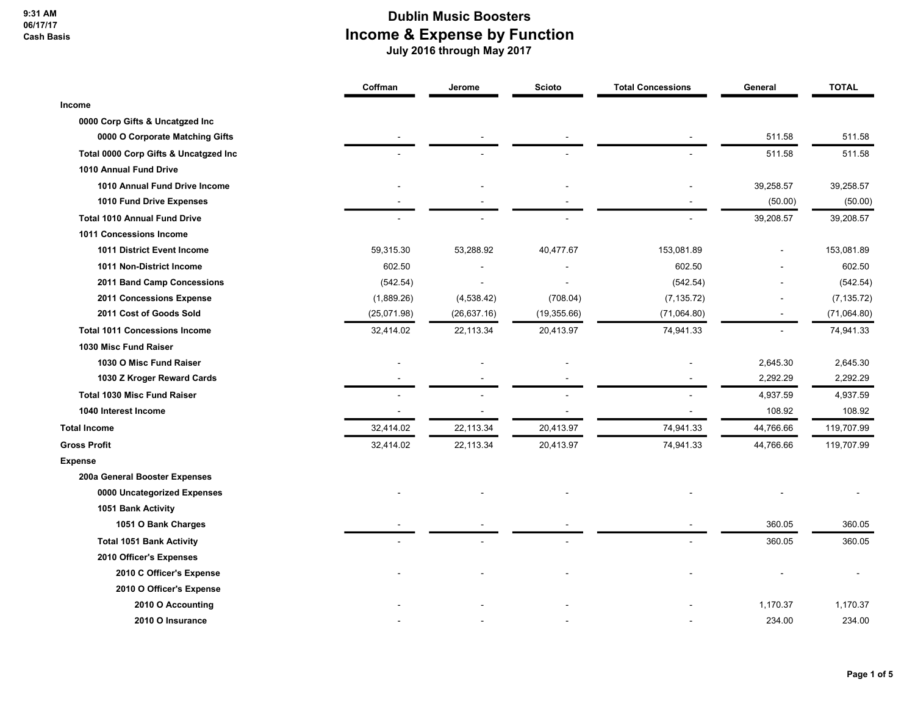# Dublin Music Boosters
## Income & Expense by Function
### July 2016 through May 2017

9:31 AM
06/17/17
Cash Basis

| | Coffman | Jerome | Scioto | Total Concessions | General | TOTAL |
|---|---|---|---|---|---|---|
| **Income** | | | | | | |
| **0000 Corp Gifts & Uncatgzed Inc** | | | | | | |
| **0000 O Corporate Matching Gifts** | - | - | - | - | 511.58 | 511.58 |
| **Total 0000 Corp Gifts & Uncatgzed Inc** | - | - | - | - | 511.58 | 511.58 |
| **1010 Annual Fund Drive** | | | | | | |
| **1010 Annual Fund Drive Income** | - | - | - | - | 39,258.57 | 39,258.57 |
| **1010 Fund Drive Expenses** | - | - | - | - | (50.00) | (50.00) |
| **Total 1010 Annual Fund Drive** | - | - | - | - | 39,208.57 | 39,208.57 |
| **1011 Concessions Income** | | | | | | |
| **1011 District Event Income** | 59,315.30 | 53,288.92 | 40,477.67 | 153,081.89 | - | 153,081.89 |
| **1011 Non-District Income** | 602.50 | - | - | 602.50 | - | 602.50 |
| **2011 Band Camp Concessions** | (542.54) | - | - | (542.54) | - | (542.54) |
| **2011 Concessions Expense** | (1,889.26) | (4,538.42) | (708.04) | (7,135.72) | - | (7,135.72) |
| **2011 Cost of Goods Sold** | (25,071.98) | (26,637.16) | (19,355.66) | (71,064.80) | - | (71,064.80) |
| **Total 1011 Concessions Income** | 32,414.02 | 22,113.34 | 20,413.97 | 74,941.33 | - | 74,941.33 |
| **1030 Misc Fund Raiser** | | | | | | |
| **1030 O Misc Fund Raiser** | - | - | - | - | 2,645.30 | 2,645.30 |
| **1030 Z Kroger Reward Cards** | - | - | - | - | 2,292.29 | 2,292.29 |
| **Total 1030 Misc Fund Raiser** | - | - | - | - | 4,937.59 | 4,937.59 |
| **1040 Interest Income** | - | - | - | - | 108.92 | 108.92 |
| **Total Income** | 32,414.02 | 22,113.34 | 20,413.97 | 74,941.33 | 44,766.66 | 119,707.99 |
| **Gross Profit** | 32,414.02 | 22,113.34 | 20,413.97 | 74,941.33 | 44,766.66 | 119,707.99 |
| **Expense** | | | | | | |
| **200a General Booster Expenses** | | | | | | |
| **0000 Uncategorized Expenses** | - | - | - | - | - | - |
| **1051 Bank Activity** | | | | | | |
| **1051 O Bank Charges** | - | - | - | - | 360.05 | 360.05 |
| **Total 1051 Bank Activity** | - | - | - | - | 360.05 | 360.05 |
| **2010 Officer's Expenses** | | | | | | |
| **2010 C Officer's Expense** | - | - | - | - | - | - |
| **2010 O Officer's Expense** | | | | | | |
| **2010 O Accounting** | - | - | - | - | 1,170.37 | 1,170.37 |
| **2010 O Insurance** | - | - | - | - | 234.00 | 234.00 |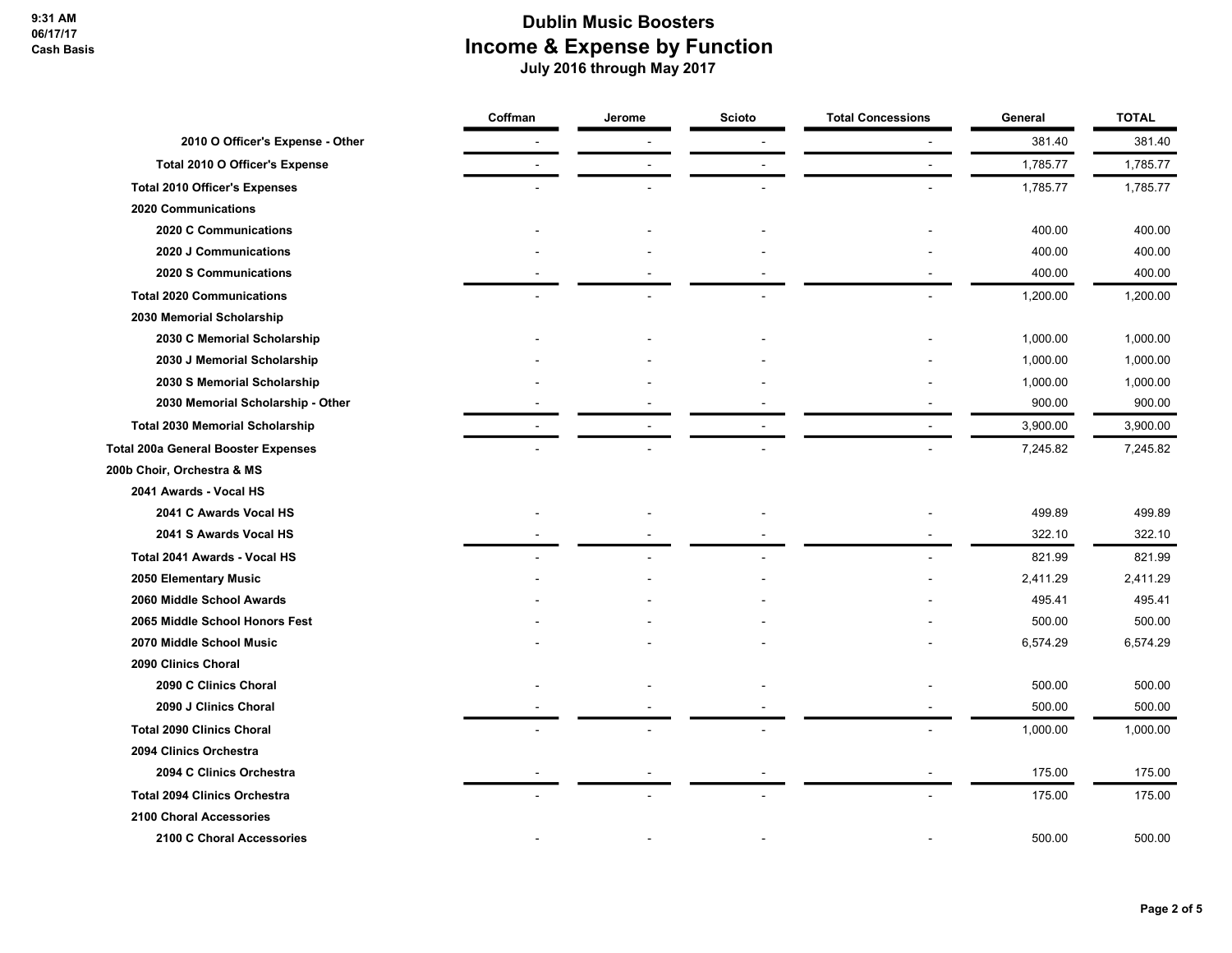# Dublin Music Boosters
## Income & Expense by Function
### July 2016 through May 2017

9:31 AM
06/17/17
Cash Basis

| | Coffman | Jerome | Scioto | Total Concessions | General | TOTAL |
|---|---|---|---|---|---|---|
| 2010 O Officer's Expense - Other | - | - | - | - | 381.40 | 381.40 |
| Total 2010 O Officer's Expense | - | - | - | - | 1,785.77 | 1,785.77 |
| Total 2010 Officer's Expenses | - | - | - | - | 1,785.77 | 1,785.77 |
| 2020 Communications | | | | | | |
| 2020 C Communications | - | - | - | - | 400.00 | 400.00 |
| 2020 J Communications | - | - | - | - | 400.00 | 400.00 |
| 2020 S Communications | - | - | - | - | 400.00 | 400.00 |
| Total 2020 Communications | - | - | - | - | 1,200.00 | 1,200.00 |
| 2030 Memorial Scholarship | | | | | | |
| 2030 C Memorial Scholarship | - | - | - | - | 1,000.00 | 1,000.00 |
| 2030 J Memorial Scholarship | - | - | - | - | 1,000.00 | 1,000.00 |
| 2030 S Memorial Scholarship | - | - | - | - | 1,000.00 | 1,000.00 |
| 2030 Memorial Scholarship - Other | - | - | - | - | 900.00 | 900.00 |
| Total 2030 Memorial Scholarship | - | - | - | - | 3,900.00 | 3,900.00 |
| Total 200a General Booster Expenses | - | - | - | - | 7,245.82 | 7,245.82 |
| 200b Choir, Orchestra & MS | | | | | | |
| 2041 Awards - Vocal HS | | | | | | |
| 2041 C Awards Vocal HS | - | - | - | - | 499.89 | 499.89 |
| 2041 S Awards Vocal HS | - | - | - | - | 322.10 | 322.10 |
| Total 2041 Awards - Vocal HS | - | - | - | - | 821.99 | 821.99 |
| 2050 Elementary Music | - | - | - | - | 2,411.29 | 2,411.29 |
| 2060 Middle School Awards | - | - | - | - | 495.41 | 495.41 |
| 2065 Middle School Honors Fest | - | - | - | - | 500.00 | 500.00 |
| 2070 Middle School Music | - | - | - | - | 6,574.29 | 6,574.29 |
| 2090 Clinics Choral | | | | | | |
| 2090 C Clinics Choral | - | - | - | - | 500.00 | 500.00 |
| 2090 J Clinics Choral | - | - | - | - | 500.00 | 500.00 |
| Total 2090 Clinics Choral | - | - | - | - | 1,000.00 | 1,000.00 |
| 2094 Clinics Orchestra | | | | | | |
| 2094 C Clinics Orchestra | - | - | - | - | 175.00 | 175.00 |
| Total 2094 Clinics Orchestra | - | - | - | - | 175.00 | 175.00 |
| 2100 Choral Accessories | | | | | | |
| 2100 C Choral Accessories | - | - | - | - | 500.00 | 500.00 |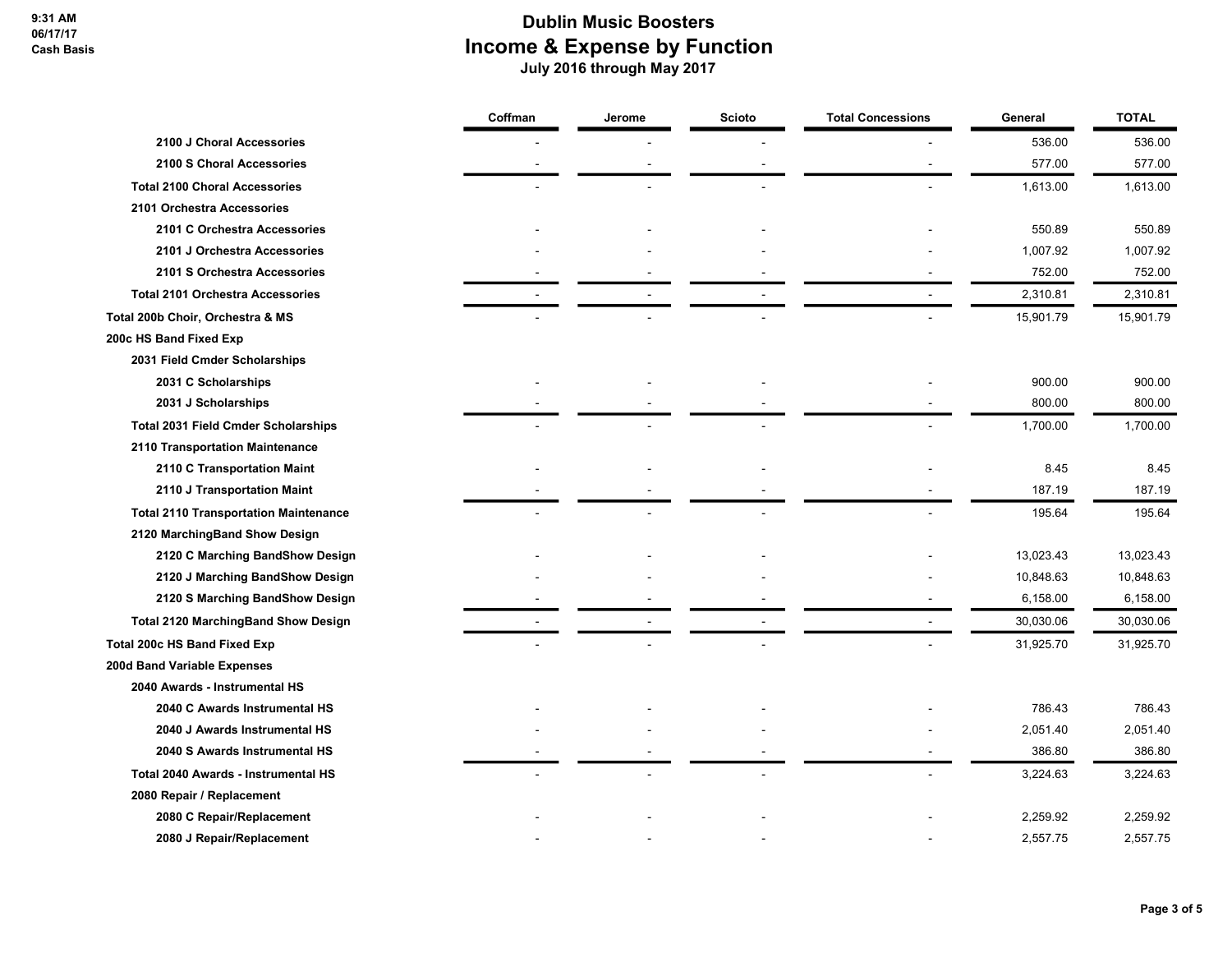# Dublin Music Boosters
## Income & Expense by Function
### July 2016 through May 2017

| | Coffman | Jerome | Scioto | Total Concessions | General | TOTAL |
|---|---|---|---|---|---|---|
| 2100 J Choral Accessories | - | - | - | - | 536.00 | 536.00 |
| 2100 S Choral Accessories | - | - | - | - | 577.00 | 577.00 |
| Total 2100 Choral Accessories | - | - | - | - | 1,613.00 | 1,613.00 |
| 2101 Orchestra Accessories | | | | | | |
| 2101 C Orchestra Accessories | - | - | - | - | 550.89 | 550.89 |
| 2101 J Orchestra Accessories | - | - | - | - | 1,007.92 | 1,007.92 |
| 2101 S Orchestra Accessories | - | - | - | - | 752.00 | 752.00 |
| Total 2101 Orchestra Accessories | - | - | - | - | 2,310.81 | 2,310.81 |
| Total 200b Choir, Orchestra & MS | - | - | - | - | 15,901.79 | 15,901.79 |
| 200c HS Band Fixed Exp | | | | | | |
| 2031 Field Cmder Scholarships | | | | | | |
| 2031 C Scholarships | - | - | - | - | 900.00 | 900.00 |
| 2031 J Scholarships | - | - | - | - | 800.00 | 800.00 |
| Total 2031 Field Cmder Scholarships | - | - | - | - | 1,700.00 | 1,700.00 |
| 2110 Transportation Maintenance | | | | | | |
| 2110 C Transportation Maint | - | - | - | - | 8.45 | 8.45 |
| 2110 J Transportation Maint | - | - | - | - | 187.19 | 187.19 |
| Total 2110 Transportation Maintenance | - | - | - | - | 195.64 | 195.64 |
| 2120 MarchingBand Show Design | | | | | | |
| 2120 C Marching BandShow Design | - | - | - | - | 13,023.43 | 13,023.43 |
| 2120 J Marching BandShow Design | - | - | - | - | 10,848.63 | 10,848.63 |
| 2120 S Marching BandShow Design | - | - | - | - | 6,158.00 | 6,158.00 |
| Total 2120 MarchingBand Show Design | - | - | - | - | 30,030.06 | 30,030.06 |
| Total 200c HS Band Fixed Exp | - | - | - | - | 31,925.70 | 31,925.70 |
| 200d Band Variable Expenses | | | | | | |
| 2040 Awards - Instrumental HS | | | | | | |
| 2040 C Awards Instrumental HS | - | - | - | - | 786.43 | 786.43 |
| 2040 J Awards Instrumental HS | - | - | - | - | 2,051.40 | 2,051.40 |
| 2040 S Awards Instrumental HS | - | - | - | - | 386.80 | 386.80 |
| Total 2040 Awards - Instrumental HS | - | - | - | - | 3,224.63 | 3,224.63 |
| 2080 Repair / Replacement | | | | | | |
| 2080 C Repair/Replacement | - | - | - | - | 2,259.92 | 2,259.92 |
| 2080 J Repair/Replacement | - | - | - | - | 2,557.75 | 2,557.75 |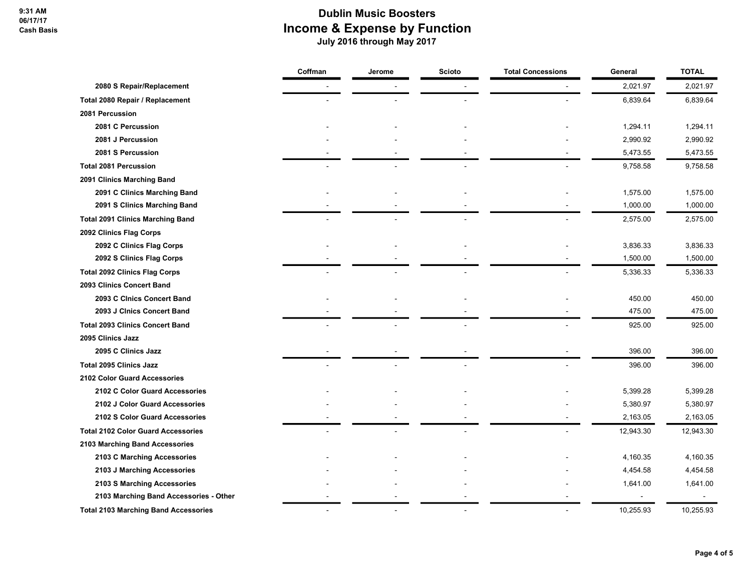# Dublin Music Boosters

## Income & Expense by Function

### July 2016 through May 2017

9:31 AM
06/17/17
Cash Basis

| | Coffman | Jerome | Scioto | Total Concessions | General | TOTAL |
|---|---|---|---|---|---|---|
| 2080 S Repair/Replacement | - | - | - | - | 2,021.97 | 2,021.97 |
| Total 2080 Repair / Replacement | - | - | - | - | 6,839.64 | 6,839.64 |
| 2081 Percussion | | | | | | |
| 2081 C Percussion | - | - | - | - | 1,294.11 | 1,294.11 |
| 2081 J Percussion | - | - | - | - | 2,990.92 | 2,990.92 |
| 2081 S Percussion | - | - | - | - | 5,473.55 | 5,473.55 |
| Total 2081 Percussion | - | - | - | - | 9,758.58 | 9,758.58 |
| 2091 Clinics Marching Band | | | | | | |
| 2091 C Clinics Marching Band | - | - | - | - | 1,575.00 | 1,575.00 |
| 2091 S Clinics Marching Band | - | - | - | - | 1,000.00 | 1,000.00 |
| Total 2091 Clinics Marching Band | - | - | - | - | 2,575.00 | 2,575.00 |
| 2092 Clinics Flag Corps | | | | | | |
| 2092 C Clinics Flag Corps | - | - | - | - | 3,836.33 | 3,836.33 |
| 2092 S Clinics Flag Corps | - | - | - | - | 1,500.00 | 1,500.00 |
| Total 2092 Clinics Flag Corps | - | - | - | - | 5,336.33 | 5,336.33 |
| 2093 Clinics Concert Band | | | | | | |
| 2093 C Clnics Concert Band | - | - | - | - | 450.00 | 450.00 |
| 2093 J Clnics Concert Band | - | - | - | - | 475.00 | 475.00 |
| Total 2093 Clinics Concert Band | - | - | - | - | 925.00 | 925.00 |
| 2095 Clinics Jazz | | | | | | |
| 2095 C Clinics Jazz | - | - | - | - | 396.00 | 396.00 |
| Total 2095 Clinics Jazz | - | - | - | - | 396.00 | 396.00 |
| 2102 Color Guard Accessories | | | | | | |
| 2102 C Color Guard Accessories | - | - | - | - | 5,399.28 | 5,399.28 |
| 2102 J Color Guard Accessories | - | - | - | - | 5,380.97 | 5,380.97 |
| 2102 S Color Guard Accessories | - | - | - | - | 2,163.05 | 2,163.05 |
| Total 2102 Color Guard Accessories | - | - | - | - | 12,943.30 | 12,943.30 |
| 2103 Marching Band Accessories | | | | | | |
| 2103 C Marching Accessories | - | - | - | - | 4,160.35 | 4,160.35 |
| 2103 J Marching Accessories | - | - | - | - | 4,454.58 | 4,454.58 |
| 2103 S Marching Accessories | - | - | - | - | 1,641.00 | 1,641.00 |
| 2103 Marching Band Accessories - Other | - | - | - | - | - | - |
| Total 2103 Marching Band Accessories | - | - | - | - | 10,255.93 | 10,255.93 |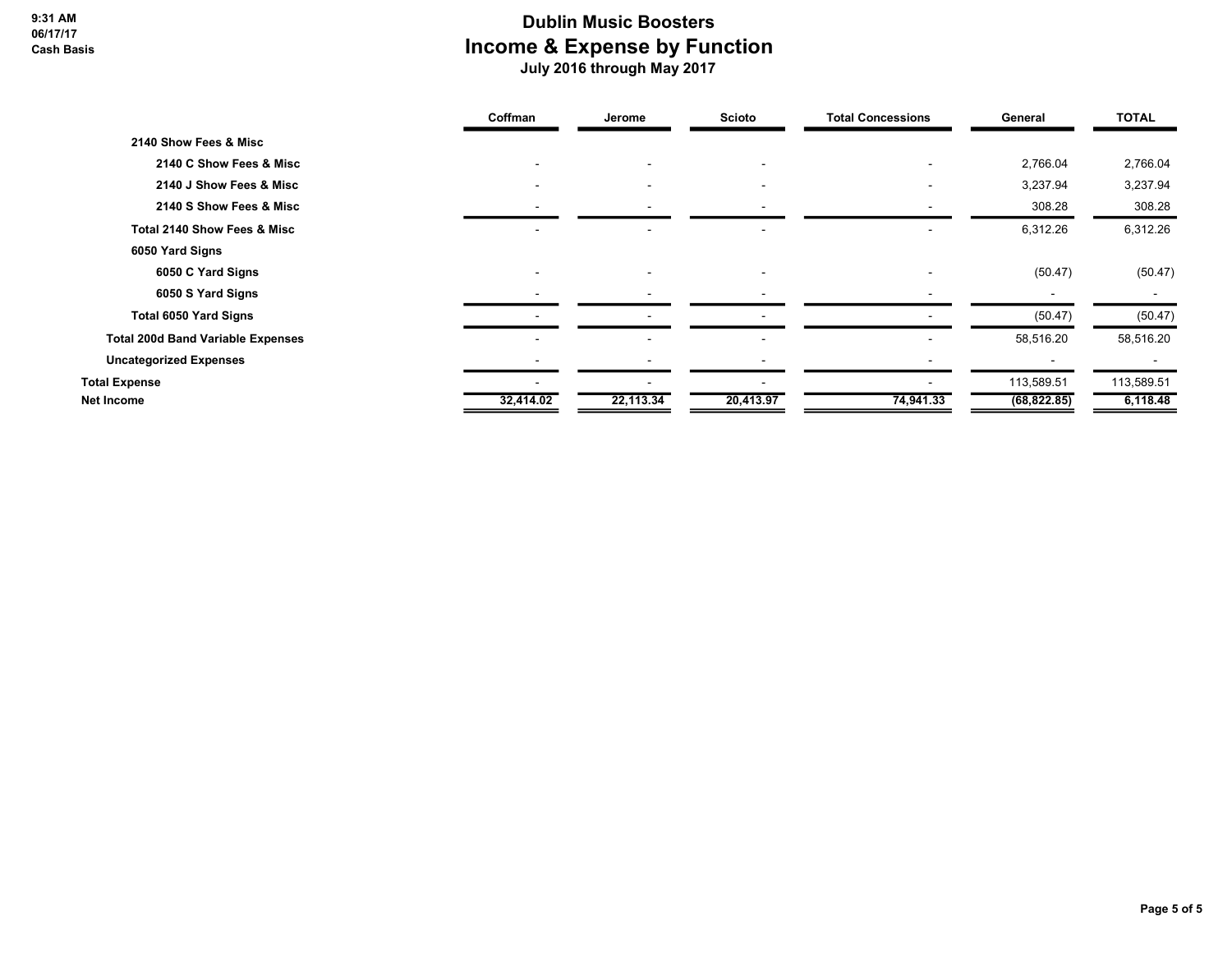9:31 AM
06/17/17
Cash Basis

# Dublin Music Boosters
## Income & Expense by Function
### July 2016 through May 2017

| | Coffman | Jerome | Scioto | Total Concessions | General | TOTAL |
|---|---|---|---|---|---|---|
| 2140 Show Fees & Misc | | | | | | |
| 2140 C Show Fees & Misc | - | - | - | - | 2,766.04 | 2,766.04 |
| 2140 J Show Fees & Misc | - | - | - | - | 3,237.94 | 3,237.94 |
| 2140 S Show Fees & Misc | - | - | - | - | 308.28 | 308.28 |
| Total 2140 Show Fees & Misc | - | - | - | - | 6,312.26 | 6,312.26 |
| 6050 Yard Signs | | | | | | |
| 6050 C Yard Signs | - | - | - | - | (50.47) | (50.47) |
| 6050 S Yard Signs | - | - | - | - | - | - |
| Total 6050 Yard Signs | - | - | - | - | (50.47) | (50.47) |
| Total 200d Band Variable Expenses | - | - | - | - | 58,516.20 | 58,516.20 |
| Uncategorized Expenses | - | - | - | - | - | - |
| Total Expense | - | - | - | - | 113,589.51 | 113,589.51 |
| Net Income | 32,414.02 | 22,113.34 | 20,413.97 | 74,941.33 | (68,822.85) | 6,118.48 |